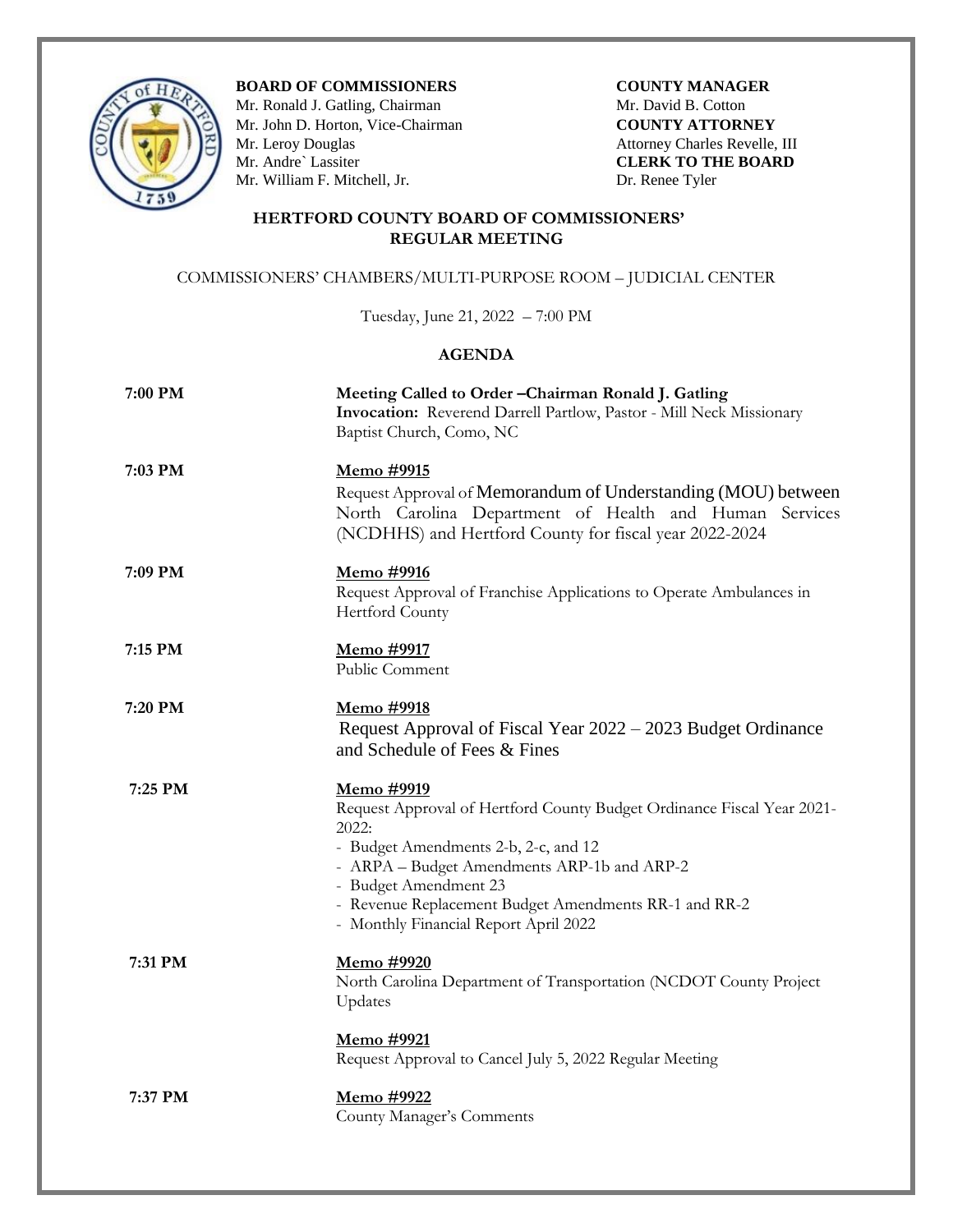**BOARD OF COMMISSIONERS**
Mr. Ronald J. Gatling, Chairman
Mr. John D. Horton, Vice-Chairman
Mr. Leroy Douglas
Mr. Andre` Lassiter
Mr. William F. Mitchell, Jr.

**COUNTY MANAGER**
Mr. David B. Cotton
**COUNTY ATTORNEY**
Attorney Charles Revelle, III
**CLERK TO THE BOARD**
Dr. Renee Tyler

# HERTFORD COUNTY BOARD OF COMMISSIONERS' REGULAR MEETING

COMMISSIONERS' CHAMBERS/MULTI-PURPOSE ROOM – JUDICIAL CENTER

Tuesday, June 21, 2022 – 7:00 PM

## AGENDA

**7:00 PM**

**Meeting Called to Order –Chairman Ronald J. Gatling**
**Invocation:** Reverend Darrell Partlow, Pastor - Mill Neck Missionary Baptist Church, Como, NC

**7:03 PM**

**Memo #9915**
Request Approval of Memorandum of Understanding (MOU) between North Carolina Department of Health and Human Services (NCDHHS) and Hertford County for fiscal year 2022-2024

**7:09 PM**

**Memo #9916**
Request Approval of Franchise Applications to Operate Ambulances in Hertford County

**7:15 PM**

**Memo #9917**
Public Comment

**7:20 PM**

**Memo #9918**
Request Approval of Fiscal Year 2022 – 2023 Budget Ordinance and Schedule of Fees & Fines

**7:25 PM**

**Memo #9919**
Request Approval of Hertford County Budget Ordinance Fiscal Year 2021-2022:
- Budget Amendments 2-b, 2-c, and 12
- ARPA – Budget Amendments ARP-1b and ARP-2
- Budget Amendment 23
- Revenue Replacement Budget Amendments RR-1 and RR-2
- Monthly Financial Report April 2022

**7:31 PM**

**Memo #9920**
North Carolina Department of Transportation (NCDOT County Project Updates

**Memo #9921**
Request Approval to Cancel July 5, 2022 Regular Meeting

**7:37 PM**

**Memo #9922**
County Manager's Comments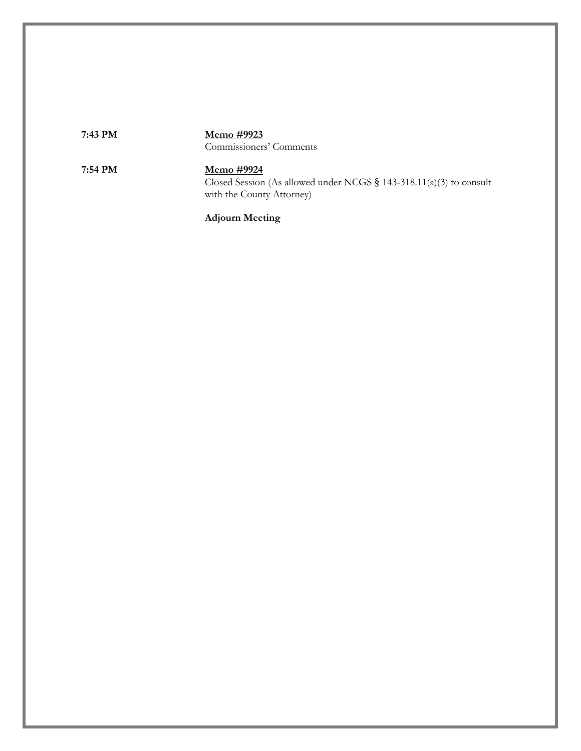| | |
|---|---|
| **7:43 PM** | **Memo #9923**<br>Commissioners' Comments |
| **7:54 PM** | **Memo #9924**<br>Closed Session (As allowed under NCGS § 143-318.11(a)(3) to consult with the County Attorney) |
| | **Adjourn Meeting** |